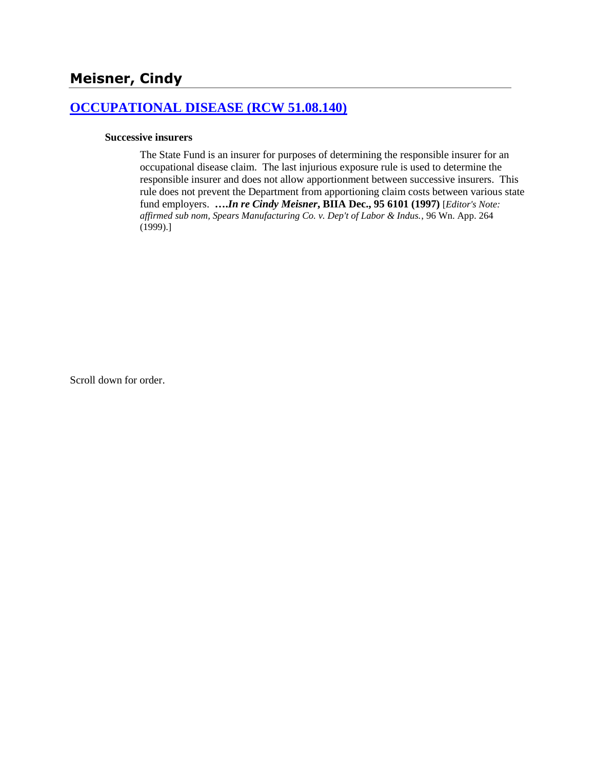## Meisner, Cindy

### [OCCUPATIONAL DISEASE (RCW 51.08.140)]

#### Successive insurers

The State Fund is an insurer for purposes of determining the responsible insurer for an occupational disease claim. The last injurious exposure rule is used to determine the responsible insurer and does not allow apportionment between successive insurers. This rule does not prevent the Department from apportioning claim costs between various state fund employers. ****….In re Cindy Meisner*, BIIA Dec., 95 6101 (1997)** [*Editor's Note: affirmed sub nom, Spears Manufacturing Co. v. Dep't of Labor & Indus.*, 96 Wn. App. 264 (1999).]

Scroll down for order.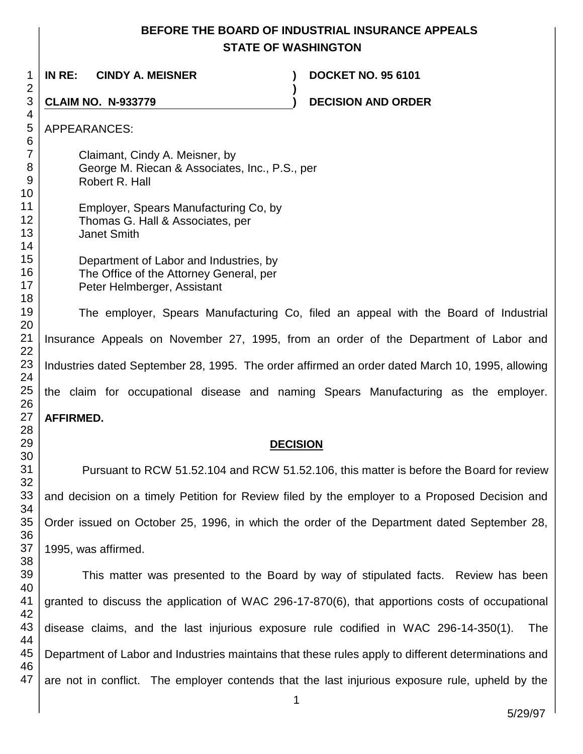**BEFORE THE BOARD OF INDUSTRIAL INSURANCE APPEALS**
**STATE OF WASHINGTON**

| | | |
|---|---|---|
| **IN RE: CINDY A. MEISNER** | **)** | **DOCKET NO. 95 6101** |
| | **)** | |
| **CLAIM NO. N-933779** | **)** | **DECISION AND ORDER** |

APPEARANCES:

Claimant, Cindy A. Meisner, by
George M. Riecan & Associates, Inc., P.S., per
Robert R. Hall

Employer, Spears Manufacturing Co, by
Thomas G. Hall & Associates, per
Janet Smith

Department of Labor and Industries, by
The Office of the Attorney General, per
Peter Helmberger, Assistant

The employer, Spears Manufacturing Co, filed an appeal with the Board of Industrial Insurance Appeals on November 27, 1995, from an order of the Department of Labor and Industries dated September 28, 1995. The order affirmed an order dated March 10, 1995, allowing the claim for occupational disease and naming Spears Manufacturing as the employer. **AFFIRMED.**

## DECISION

Pursuant to RCW 51.52.104 and RCW 51.52.106, this matter is before the Board for review and decision on a timely Petition for Review filed by the employer to a Proposed Decision and Order issued on October 25, 1996, in which the order of the Department dated September 28, 1995, was affirmed.

This matter was presented to the Board by way of stipulated facts. Review has been granted to discuss the application of WAC 296-17-870(6), that apportions costs of occupational disease claims, and the last injurious exposure rule codified in WAC 296-14-350(1). The Department of Labor and Industries maintains that these rules apply to different determinations and are not in conflict. The employer contends that the last injurious exposure rule, upheld by the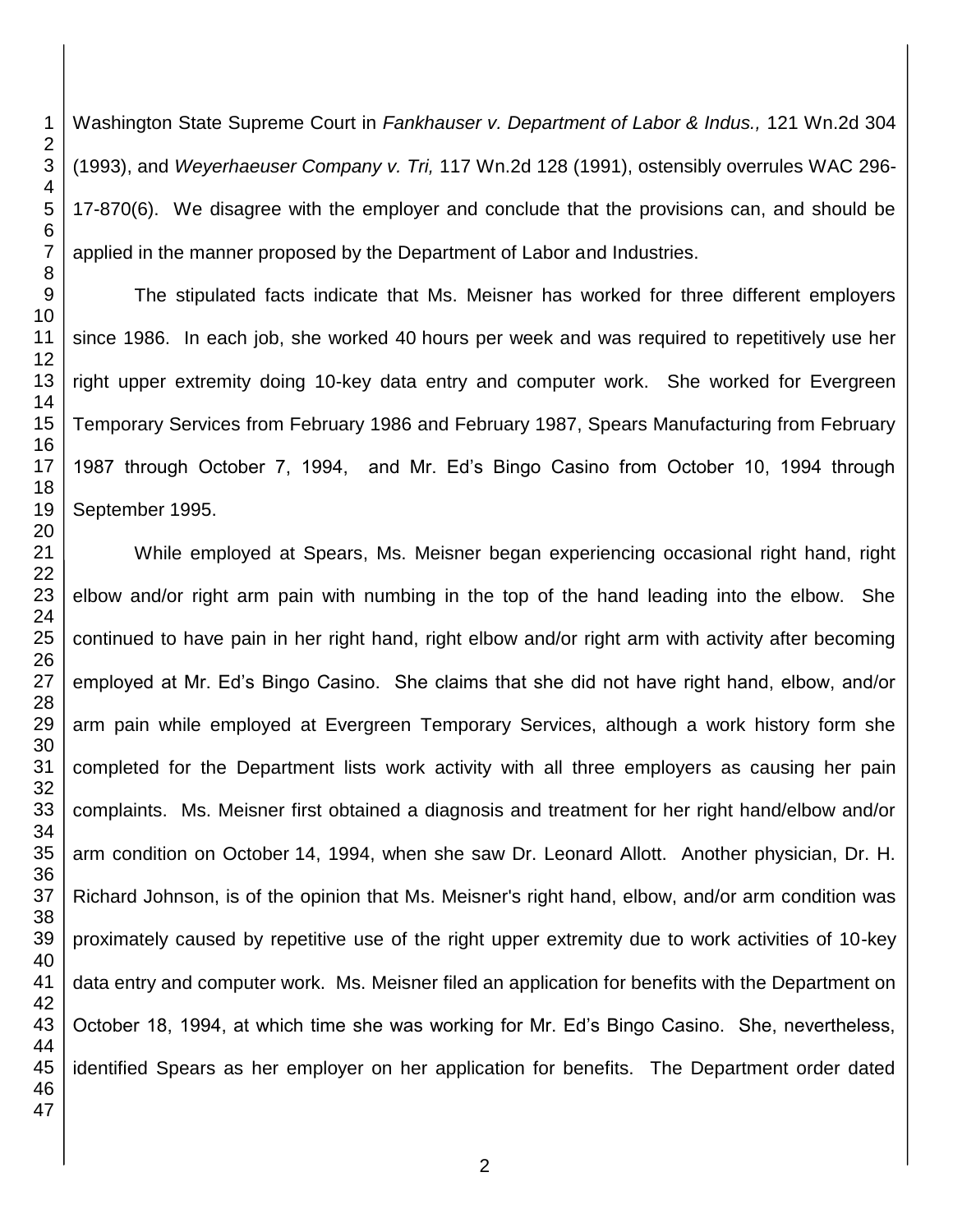Washington State Supreme Court in *Fankhauser v. Department of Labor & Indus.,* 121 Wn.2d 304 (1993), and *Weyerhaeuser Company v. Tri,* 117 Wn.2d 128 (1991), ostensibly overrules WAC 296-17-870(6). We disagree with the employer and conclude that the provisions can, and should be applied in the manner proposed by the Department of Labor and Industries.

The stipulated facts indicate that Ms. Meisner has worked for three different employers since 1986. In each job, she worked 40 hours per week and was required to repetitively use her right upper extremity doing 10-key data entry and computer work. She worked for Evergreen Temporary Services from February 1986 and February 1987, Spears Manufacturing from February 1987 through October 7, 1994, and Mr. Ed's Bingo Casino from October 10, 1994 through September 1995.

While employed at Spears, Ms. Meisner began experiencing occasional right hand, right elbow and/or right arm pain with numbing in the top of the hand leading into the elbow. She continued to have pain in her right hand, right elbow and/or right arm with activity after becoming employed at Mr. Ed's Bingo Casino. She claims that she did not have right hand, elbow, and/or arm pain while employed at Evergreen Temporary Services, although a work history form she completed for the Department lists work activity with all three employers as causing her pain complaints. Ms. Meisner first obtained a diagnosis and treatment for her right hand/elbow and/or arm condition on October 14, 1994, when she saw Dr. Leonard Allott. Another physician, Dr. H. Richard Johnson, is of the opinion that Ms. Meisner's right hand, elbow, and/or arm condition was proximately caused by repetitive use of the right upper extremity due to work activities of 10-key data entry and computer work. Ms. Meisner filed an application for benefits with the Department on October 18, 1994, at which time she was working for Mr. Ed's Bingo Casino. She, nevertheless, identified Spears as her employer on her application for benefits. The Department order dated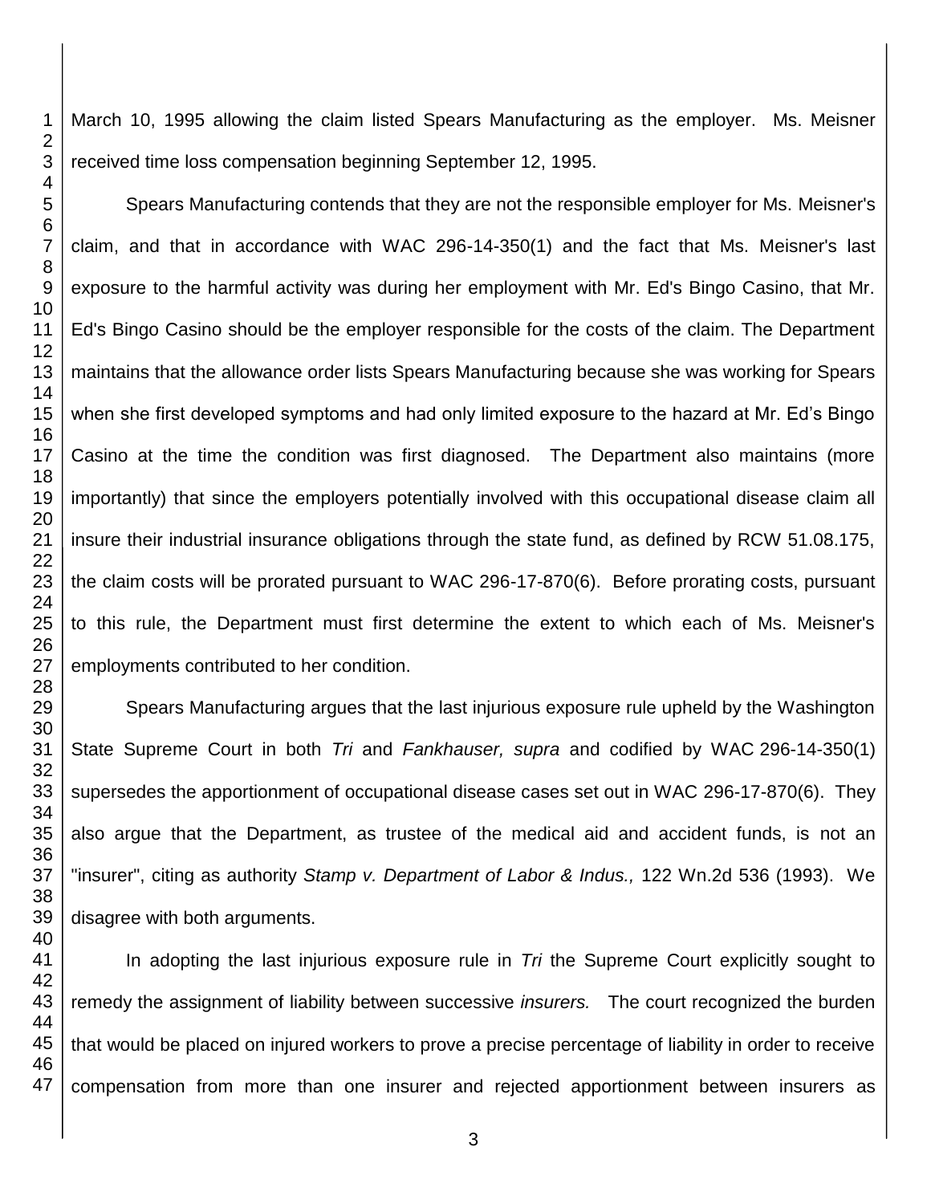March 10, 1995 allowing the claim listed Spears Manufacturing as the employer. Ms. Meisner received time loss compensation beginning September 12, 1995.

Spears Manufacturing contends that they are not the responsible employer for Ms. Meisner's claim, and that in accordance with WAC 296-14-350(1) and the fact that Ms. Meisner's last exposure to the harmful activity was during her employment with Mr. Ed's Bingo Casino, that Mr. Ed's Bingo Casino should be the employer responsible for the costs of the claim. The Department maintains that the allowance order lists Spears Manufacturing because she was working for Spears when she first developed symptoms and had only limited exposure to the hazard at Mr. Ed's Bingo Casino at the time the condition was first diagnosed. The Department also maintains (more importantly) that since the employers potentially involved with this occupational disease claim all insure their industrial insurance obligations through the state fund, as defined by RCW 51.08.175, the claim costs will be prorated pursuant to WAC 296-17-870(6). Before prorating costs, pursuant to this rule, the Department must first determine the extent to which each of Ms. Meisner's employments contributed to her condition.

Spears Manufacturing argues that the last injurious exposure rule upheld by the Washington State Supreme Court in both *Tri* and *Fankhauser, supra* and codified by WAC 296-14-350(1) supersedes the apportionment of occupational disease cases set out in WAC 296-17-870(6). They also argue that the Department, as trustee of the medical aid and accident funds, is not an "insurer", citing as authority *Stamp v. Department of Labor & Indus.,* 122 Wn.2d 536 (1993). We disagree with both arguments.

In adopting the last injurious exposure rule in *Tri* the Supreme Court explicitly sought to remedy the assignment of liability between successive *insurers.* The court recognized the burden that would be placed on injured workers to prove a precise percentage of liability in order to receive compensation from more than one insurer and rejected apportionment between insurers as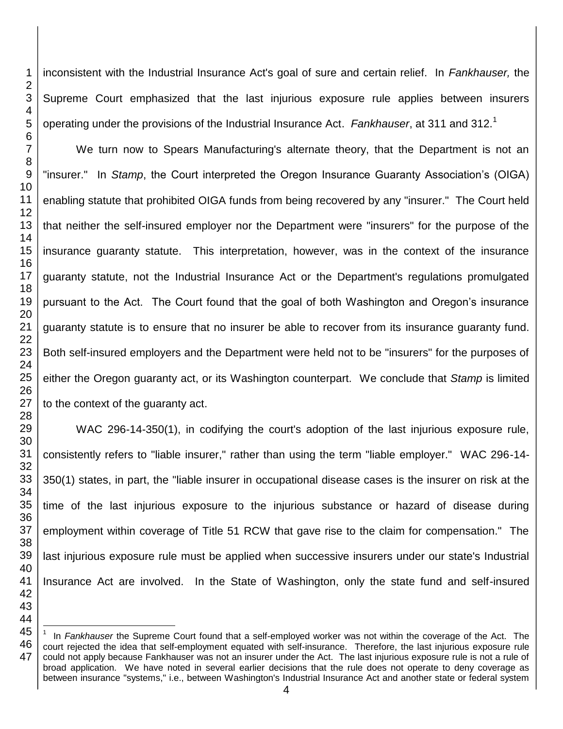inconsistent with the Industrial Insurance Act's goal of sure and certain relief. In *Fankhauser,* the Supreme Court emphasized that the last injurious exposure rule applies between insurers operating under the provisions of the Industrial Insurance Act. *Fankhauser*, at 311 and 312.[1]

We turn now to Spears Manufacturing's alternate theory, that the Department is not an "insurer." In *Stamp*, the Court interpreted the Oregon Insurance Guaranty Association's (OIGA) enabling statute that prohibited OIGA funds from being recovered by any "insurer." The Court held that neither the self-insured employer nor the Department were "insurers" for the purpose of the insurance guaranty statute. This interpretation, however, was in the context of the insurance guaranty statute, not the Industrial Insurance Act or the Department's regulations promulgated pursuant to the Act. The Court found that the goal of both Washington and Oregon's insurance guaranty statute is to ensure that no insurer be able to recover from its insurance guaranty fund. Both self-insured employers and the Department were held not to be "insurers" for the purposes of either the Oregon guaranty act, or its Washington counterpart. We conclude that *Stamp* is limited to the context of the guaranty act.

WAC 296-14-350(1), in codifying the court's adoption of the last injurious exposure rule, consistently refers to "liable insurer," rather than using the term "liable employer." WAC 296-14-350(1) states, in part, the "liable insurer in occupational disease cases is the insurer on risk at the time of the last injurious exposure to the injurious substance or hazard of disease during employment within coverage of Title 51 RCW that gave rise to the claim for compensation." The last injurious exposure rule must be applied when successive insurers under our state's Industrial Insurance Act are involved. In the State of Washington, only the state fund and self-insured

---

[1] In *Fankhauser* the Supreme Court found that a self-employed worker was not within the coverage of the Act. The court rejected the idea that self-employment equated with self-insurance. Therefore, the last injurious exposure rule could not apply because Fankhauser was not an insurer under the Act. The last injurious exposure rule is not a rule of broad application. We have noted in several earlier decisions that the rule does not operate to deny coverage as between insurance "systems," i.e., between Washington's Industrial Insurance Act and another state or federal system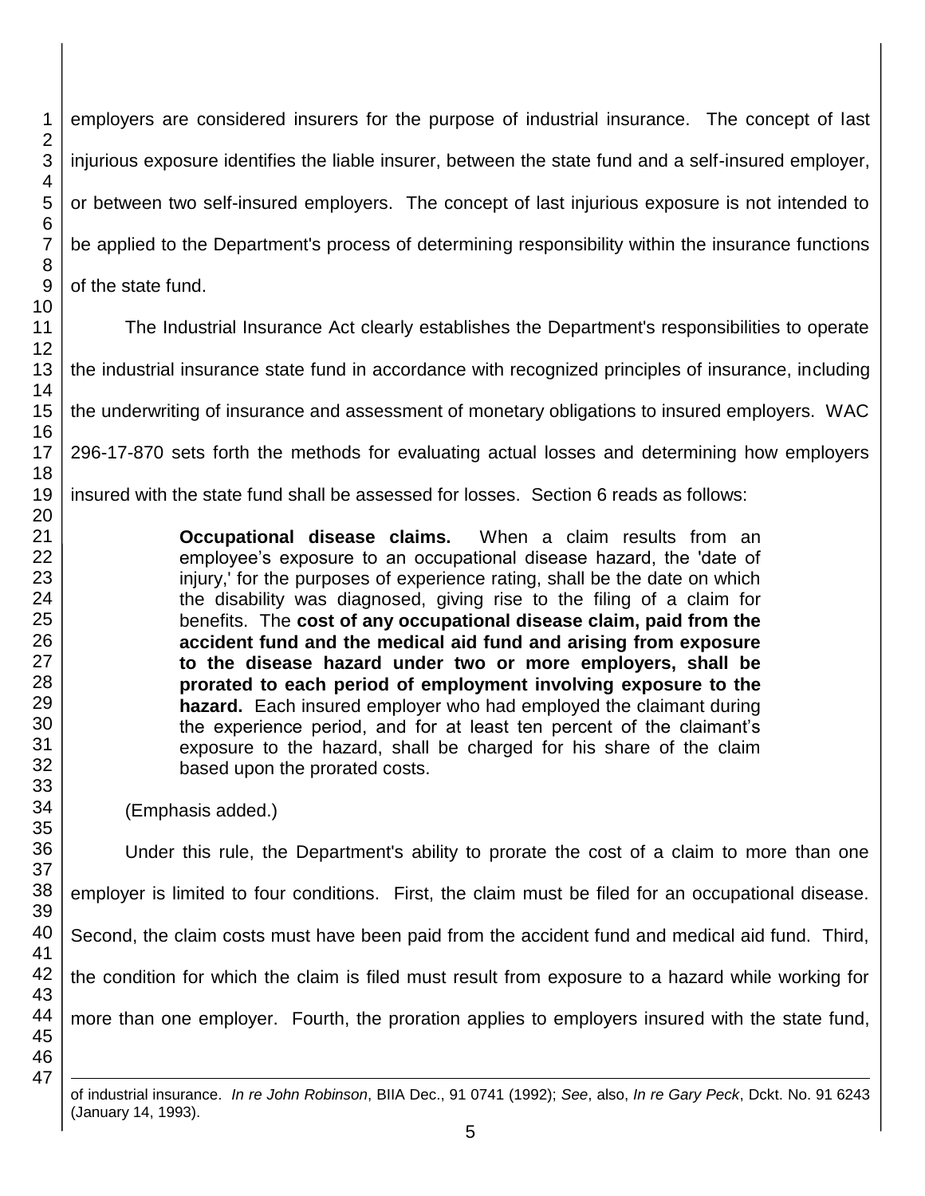employers are considered insurers for the purpose of industrial insurance. The concept of last injurious exposure identifies the liable insurer, between the state fund and a self-insured employer, or between two self-insured employers. The concept of last injurious exposure is not intended to be applied to the Department's process of determining responsibility within the insurance functions of the state fund.

The Industrial Insurance Act clearly establishes the Department's responsibilities to operate the industrial insurance state fund in accordance with recognized principles of insurance, including the underwriting of insurance and assessment of monetary obligations to insured employers. WAC 296-17-870 sets forth the methods for evaluating actual losses and determining how employers insured with the state fund shall be assessed for losses. Section 6 reads as follows:

> **Occupational disease claims.** When a claim results from an employee's exposure to an occupational disease hazard, the 'date of injury,' for the purposes of experience rating, shall be the date on which the disability was diagnosed, giving rise to the filing of a claim for benefits. The **cost of any occupational disease claim, paid from the accident fund and the medical aid fund and arising from exposure to the disease hazard under two or more employers, shall be prorated to each period of employment involving exposure to the hazard.** Each insured employer who had employed the claimant during the experience period, and for at least ten percent of the claimant's exposure to the hazard, shall be charged for his share of the claim based upon the prorated costs.

(Emphasis added.)

Under this rule, the Department's ability to prorate the cost of a claim to more than one employer is limited to four conditions. First, the claim must be filed for an occupational disease. Second, the claim costs must have been paid from the accident fund and medical aid fund. Third, the condition for which the claim is filed must result from exposure to a hazard while working for more than one employer. Fourth, the proration applies to employers insured with the state fund,

---

of industrial insurance. *In re John Robinson*, BIIA Dec., 91 0741 (1992); *See*, also, *In re Gary Peck*, Dckt. No. 91 6243 (January 14, 1993).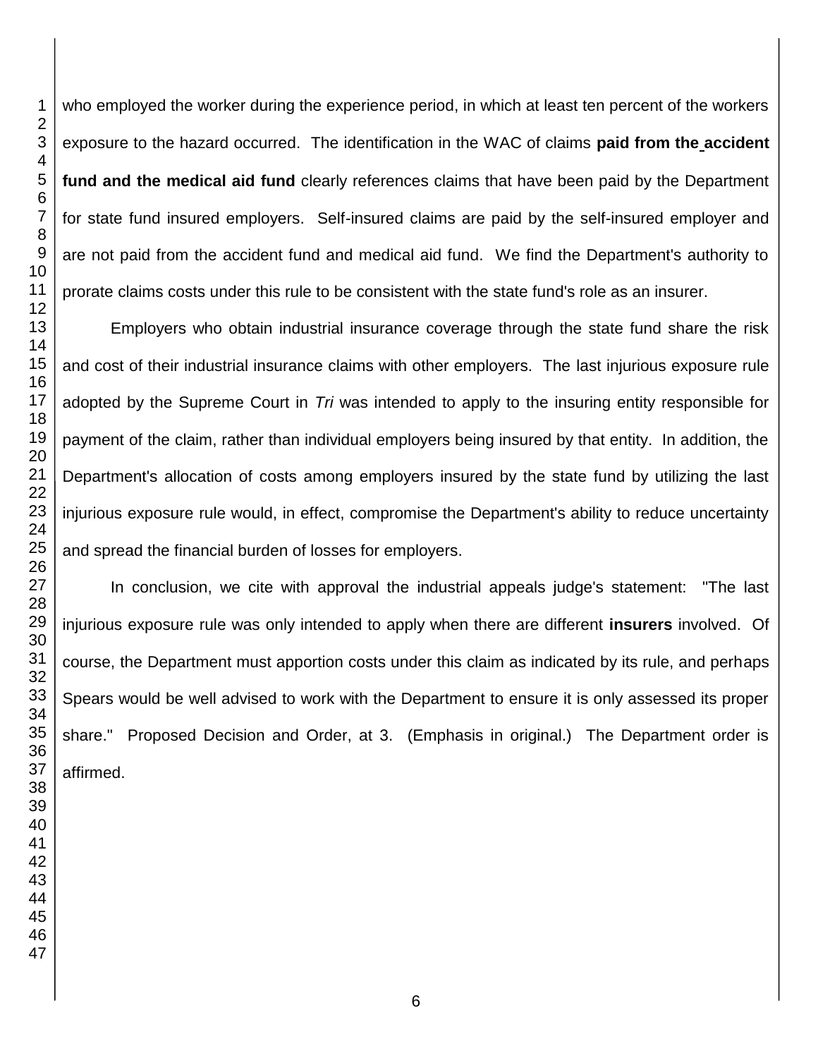who employed the worker during the experience period, in which at least ten percent of the workers exposure to the hazard occurred. The identification in the WAC of claims **paid from the accident fund and the medical aid fund** clearly references claims that have been paid by the Department for state fund insured employers. Self-insured claims are paid by the self-insured employer and are not paid from the accident fund and medical aid fund. We find the Department's authority to prorate claims costs under this rule to be consistent with the state fund's role as an insurer.

Employers who obtain industrial insurance coverage through the state fund share the risk and cost of their industrial insurance claims with other employers. The last injurious exposure rule adopted by the Supreme Court in *Tri* was intended to apply to the insuring entity responsible for payment of the claim, rather than individual employers being insured by that entity. In addition, the Department's allocation of costs among employers insured by the state fund by utilizing the last injurious exposure rule would, in effect, compromise the Department's ability to reduce uncertainty and spread the financial burden of losses for employers.

In conclusion, we cite with approval the industrial appeals judge's statement: "The last injurious exposure rule was only intended to apply when there are different **insurers** involved. Of course, the Department must apportion costs under this claim as indicated by its rule, and perhaps Spears would be well advised to work with the Department to ensure it is only assessed its proper share." Proposed Decision and Order, at 3. (Emphasis in original.) The Department order is affirmed.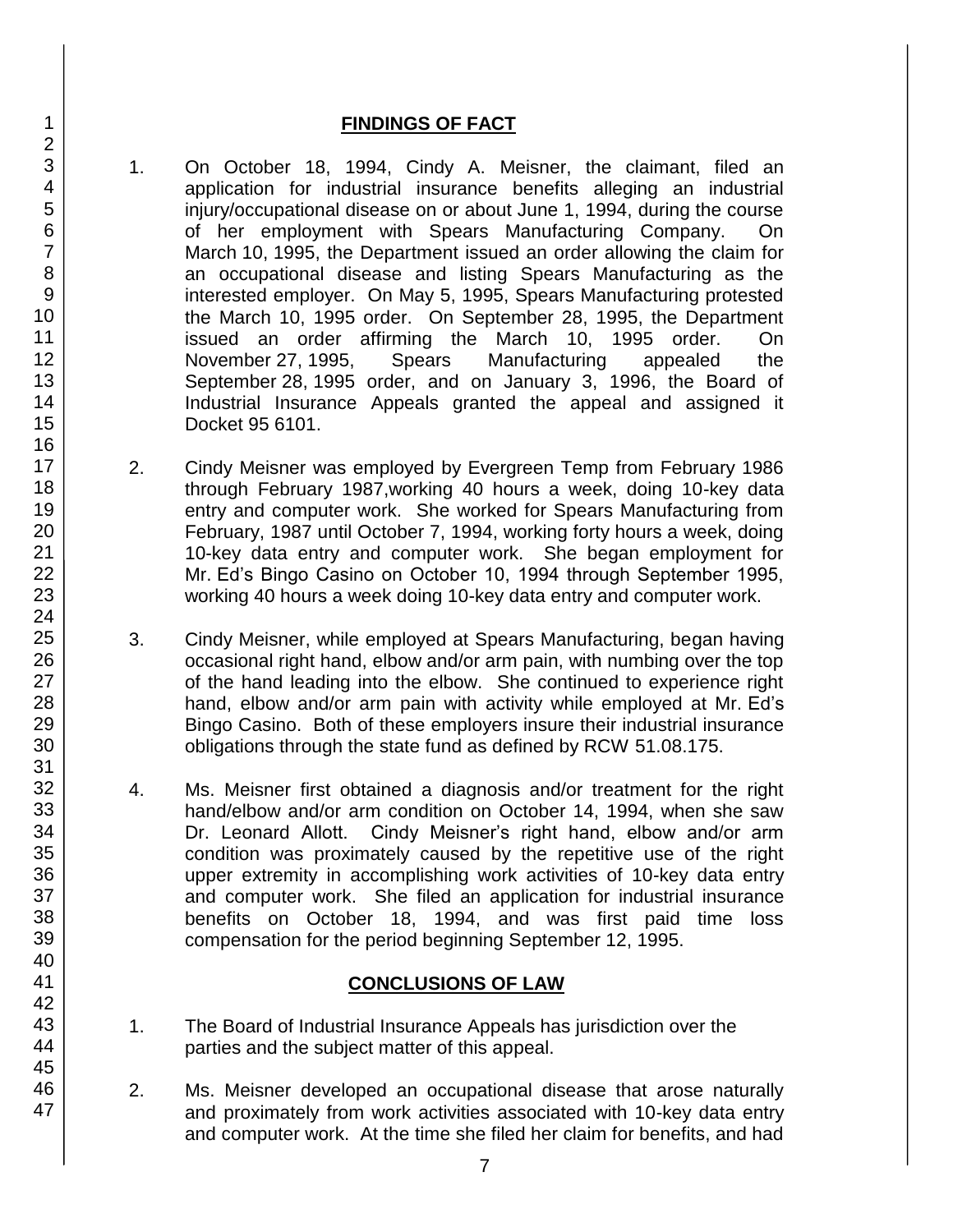## FINDINGS OF FACT

1. On October 18, 1994, Cindy A. Meisner, the claimant, filed an application for industrial insurance benefits alleging an industrial injury/occupational disease on or about June 1, 1994, during the course of her employment with Spears Manufacturing Company. On March 10, 1995, the Department issued an order allowing the claim for an occupational disease and listing Spears Manufacturing as the interested employer. On May 5, 1995, Spears Manufacturing protested the March 10, 1995 order. On September 28, 1995, the Department issued an order affirming the March 10, 1995 order. On November 27, 1995, Spears Manufacturing appealed the September 28, 1995 order, and on January 3, 1996, the Board of Industrial Insurance Appeals granted the appeal and assigned it Docket 95 6101.

2. Cindy Meisner was employed by Evergreen Temp from February 1986 through February 1987,working 40 hours a week, doing 10-key data entry and computer work. She worked for Spears Manufacturing from February, 1987 until October 7, 1994, working forty hours a week, doing 10-key data entry and computer work. She began employment for Mr. Ed's Bingo Casino on October 10, 1994 through September 1995, working 40 hours a week doing 10-key data entry and computer work.

3. Cindy Meisner, while employed at Spears Manufacturing, began having occasional right hand, elbow and/or arm pain, with numbing over the top of the hand leading into the elbow. She continued to experience right hand, elbow and/or arm pain with activity while employed at Mr. Ed's Bingo Casino. Both of these employers insure their industrial insurance obligations through the state fund as defined by RCW 51.08.175.

4. Ms. Meisner first obtained a diagnosis and/or treatment for the right hand/elbow and/or arm condition on October 14, 1994, when she saw Dr. Leonard Allott. Cindy Meisner's right hand, elbow and/or arm condition was proximately caused by the repetitive use of the right upper extremity in accomplishing work activities of 10-key data entry and computer work. She filed an application for industrial insurance benefits on October 18, 1994, and was first paid time loss compensation for the period beginning September 12, 1995.

## CONCLUSIONS OF LAW

1. The Board of Industrial Insurance Appeals has jurisdiction over the parties and the subject matter of this appeal.

2. Ms. Meisner developed an occupational disease that arose naturally and proximately from work activities associated with 10-key data entry and computer work. At the time she filed her claim for benefits, and had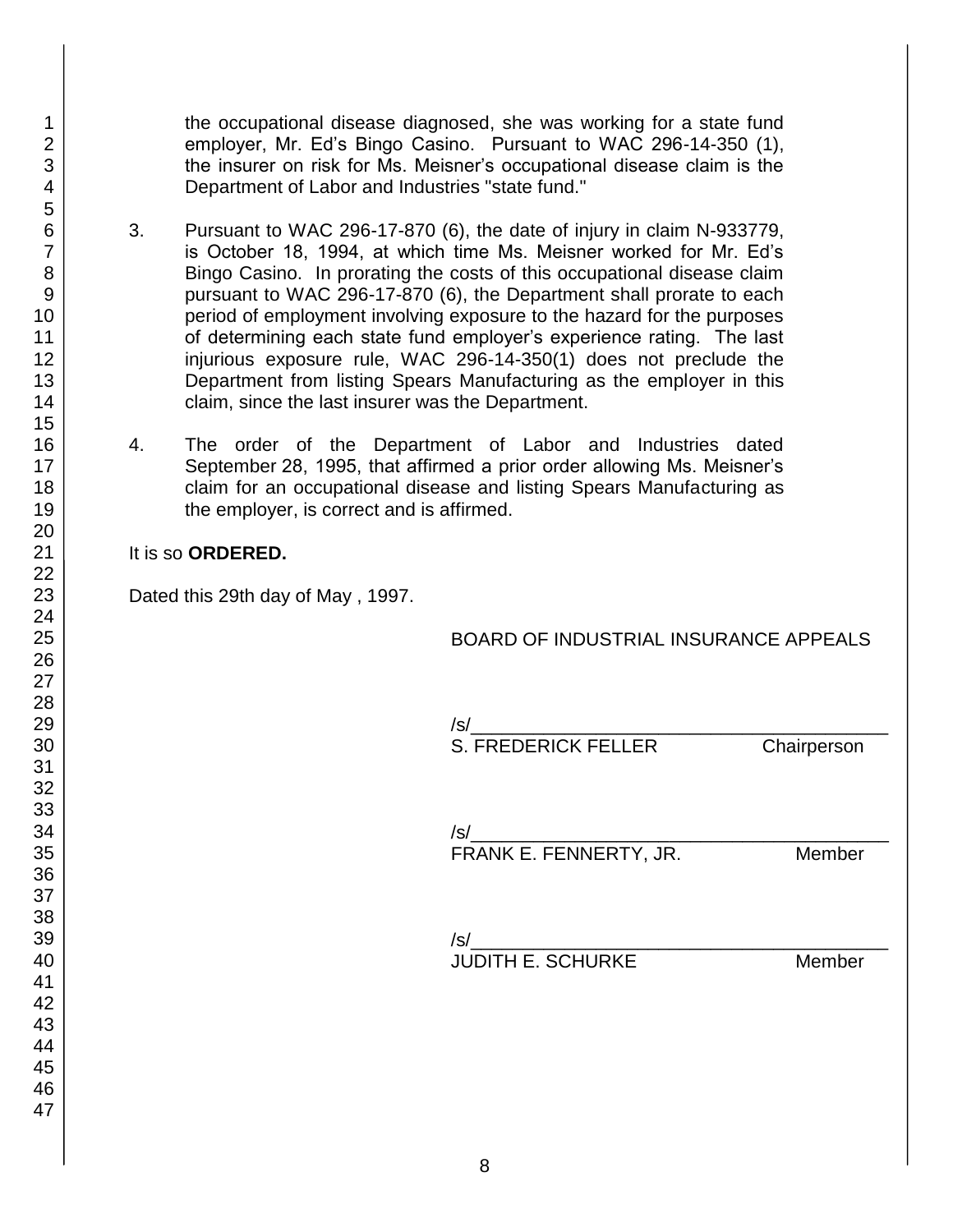the occupational disease diagnosed, she was working for a state fund employer, Mr. Ed's Bingo Casino. Pursuant to WAC 296-14-350 (1), the insurer on risk for Ms. Meisner's occupational disease claim is the Department of Labor and Industries "state fund."

3. Pursuant to WAC 296-17-870 (6), the date of injury in claim N-933779, is October 18, 1994, at which time Ms. Meisner worked for Mr. Ed's Bingo Casino. In prorating the costs of this occupational disease claim pursuant to WAC 296-17-870 (6), the Department shall prorate to each period of employment involving exposure to the hazard for the purposes of determining each state fund employer's experience rating. The last injurious exposure rule, WAC 296-14-350(1) does not preclude the Department from listing Spears Manufacturing as the employer in this claim, since the last insurer was the Department.

4. The order of the Department of Labor and Industries dated September 28, 1995, that affirmed a prior order allowing Ms. Meisner's claim for an occupational disease and listing Spears Manufacturing as the employer, is correct and is affirmed.

It is so **ORDERED.**

Dated this 29th day of May , 1997.

BOARD OF INDUSTRIAL INSURANCE APPEALS

/s/
S. FREDERICK FELLER Chairperson

/s/
FRANK E. FENNERTY, JR. Member

/s/
JUDITH E. SCHURKE Member